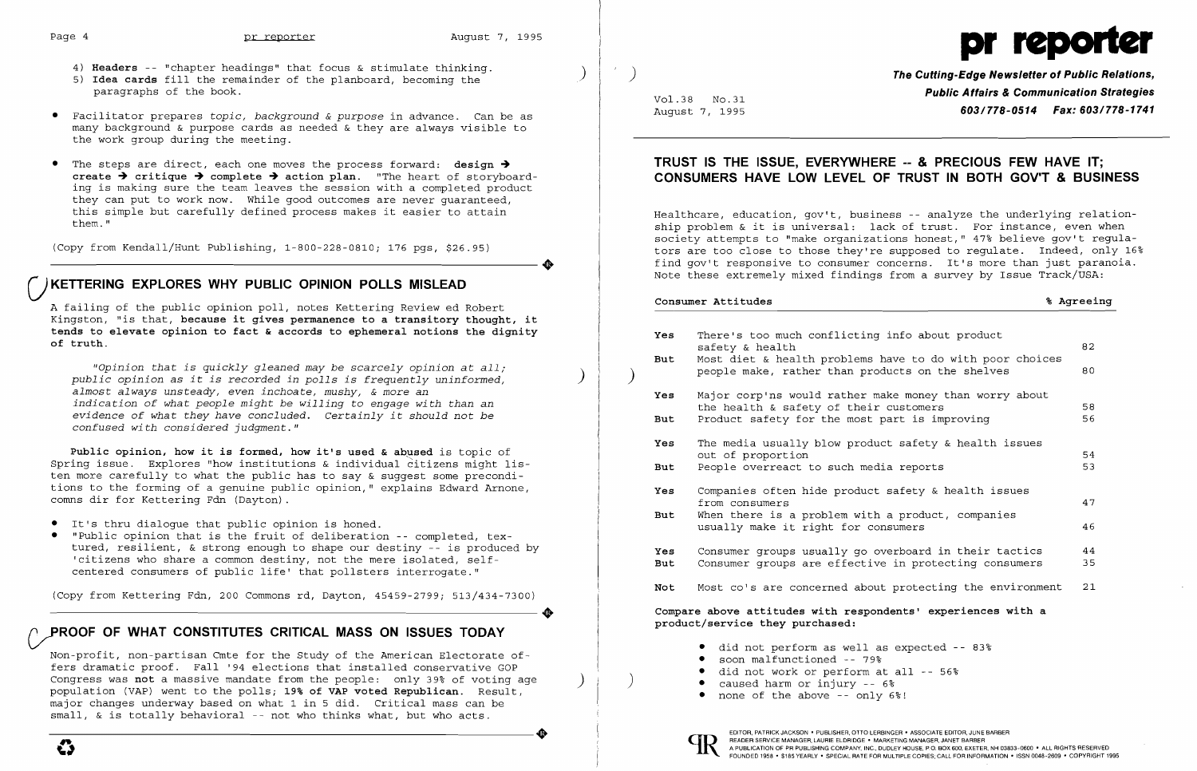4) **Headers** -- "chapter headings" that focus & stimulate thinking.
5) **Idea cards** fill the remainder of the planboard, becoming the paragraphs of the book.

- Facilitator prepares *topic, background & purpose* in advance. Can be as many background & purpose cards as needed & they are always visible to the work group during the meeting.
- The steps are direct, each one moves the process forward: **design → create → critique → complete → action plan**. "The heart of storyboarding is making sure the team leaves the session with a completed product they can put to work now. While good outcomes are never guaranteed, this simple but carefully defined process makes it easier to attain them."

(Copy from Kendall/Hunt Publishing, 1-800-228-0810; 176 pgs, $26.95)

## KETTERING EXPLORES WHY PUBLIC OPINION POLLS MISLEAD

A failing of the public opinion poll, notes Kettering Review ed Robert Kingston, "is that, **because it gives permanence to a transitory thought, it tends to elevate opinion to fact & accords to ephemeral notions the dignity of truth.**

*"Opinion that is quickly gleaned may be scarcely opinion at all; public opinion as it is recorded in polls is frequently uninformed, almost always unsteady, even inchoate, mushy, & more an indication of what people might be willing to engage with than an evidence of what they have concluded. Certainly it should not be confused with considered judgment."*

**Public opinion, how it is formed, how it's used & abused** is topic of Spring issue. Explores "how institutions & individual citizens might listen more carefully to what the public has to say & suggest some preconditions to the forming of a genuine public opinion," explains Edward Arnone, comns dir for Kettering Fdn (Dayton).

- It's thru dialogue that public opinion is honed.
- "Public opinion that is the fruit of deliberation -- completed, textured, resilient, & strong enough to shape our destiny -- is produced by 'citizens who share a common destiny, not the mere isolated, self-centered consumers of public life' that pollsters interrogate."

(Copy from Kettering Fdn, 200 Commons rd, Dayton, 45459-2799; 513/434-7300)

## PROOF OF WHAT CONSTITUTES CRITICAL MASS ON ISSUES TODAY

Non-profit, non-partisan Cmte for the Study of the American Electorate offers dramatic proof. Fall '94 elections that installed conservative GOP Congress was **not** a massive mandate from the people: only 39% of voting age population (VAP) went to the polls; **19% of VAP voted Republican.** Result, major changes underway based on what 1 in 5 did. Critical mass can be small, & is totally behavioral -- not who thinks what, but who acts.

# pr reporter

**The Cutting-Edge Newsletter of Public Relations, Public Affairs & Communication Strategies**
**603/778-0514 Fax: 603/778-1741**

Vol.38 No.31
August 7, 1995

## TRUST IS THE ISSUE, EVERYWHERE -- & PRECIOUS FEW HAVE IT; CONSUMERS HAVE LOW LEVEL OF TRUST IN BOTH GOV'T & BUSINESS

Healthcare, education, gov't, business -- analyze the underlying relationship problem & it is universal: lack of trust. For instance, even when society attempts to "make organizations honest," 47% believe gov't regulators are too close to those they're supposed to regulate. Indeed, only 16% find gov't responsive to consumer concerns. It's more than just paranoia. Note these extremely mixed findings from a survey by Issue Track/USA:

| | Consumer Attitudes | % Agreeing |
|---|---|---|
| Yes | There's too much conflicting info about product safety & health | 82 |
| But | Most diet & health problems have to do with poor choices people make, rather than products on the shelves | 80 |
| Yes | Major corp'ns would rather make money than worry about the health & safety of their customers | 58 |
| But | Product safety for the most part is improving | 56 |
| Yes | The media usually blow product safety & health issues out of proportion | 54 |
| But | People overreact to such media reports | 53 |
| Yes | Companies often hide product safety & health issues from consumers | 47 |
| But | When there is a problem with a product, companies usually make it right for consumers | 46 |
| Yes | Consumer groups usually go overboard in their tactics | 44 |
| But | Consumer groups are effective in protecting consumers | 35 |
| Not | Most co's are concerned about protecting the environment | 21 |

**Compare above attitudes with respondents' experiences with a product/service they purchased:**

- did not perform as well as expected -- 83%
- soon malfunctioned -- 79%
- did not work or perform at all -- 56%
- caused harm or injury -- 6%
- none of the above -- only 6%!

EDITOR, PATRICK JACKSON • PUBLISHER, OTTO LERBINGER • ASSOCIATE EDITOR, JUNE BARBER
READER SERVICE MANAGER, LAURIE ELDRIDGE • MARKETING MANAGER, JANET BARBER
A PUBLICATION OF PR PUBLISHING COMPANY, INC., DUDLEY HOUSE, P.O. BOX 600, EXETER, NH 03833-0600 • ALL RIGHTS RESERVED
FOUNDED 1958 • $185 YEARLY • SPECIAL RATE FOR MULTIPLE COPIES; CALL FOR INFORMATION • ISSN 0048-2609 • COPYRIGHT 1995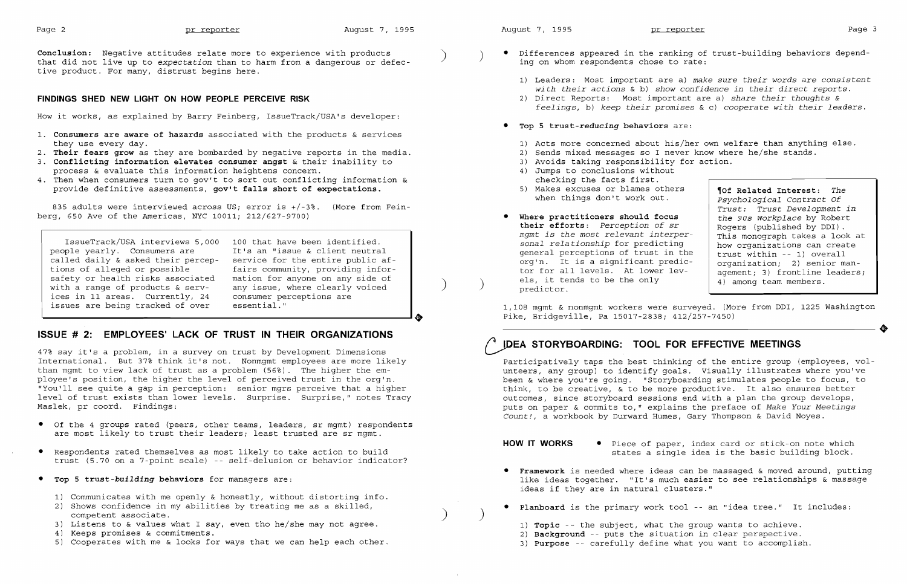**Conclusion:** Negative attitudes relate more to experience with products that did not live up to *expectation* than to harm from a dangerous or defective product. For many, distrust begins here.

### FINDINGS SHED NEW LIGHT ON HOW PEOPLE PERCEIVE RISK

How it works, as explained by Barry Feinberg, IssueTrack/USA's developer:

1. **Consumers are aware of hazards** associated with the products & services they use every day.
2. **Their fears grow** as they are bombarded by negative reports in the media.
3. **Conflicting information elevates consumer angst** & their inability to process & evaluate this information heightens concern.
4. Then when consumers turn to gov't to sort out conflicting information & provide definitive assessments, **gov't falls short of expectations.**

835 adults were interviewed across US; error is +/-3%. (More from Feinberg, 650 Ave of the Americas, NYC 10011; 212/627-9700)

IssueTrack/USA interviews 5,000 people yearly. Consumers are called daily & asked their perceptions of alleged or possible safety or health risks associated with a range of products & services in 11 areas. Currently, 24 issues are being tracked of over 100 that have been identified. It's an "issue & client neutral service for the entire public affairs community, providing information for anyone on any side of any issue, where clearly voiced consumer perceptions are essential."

## ISSUE # 2: EMPLOYEES' LACK OF TRUST IN THEIR ORGANIZATIONS

47% say it's a problem, in a survey on trust by Development Dimensions International. But 37% think it's not. Nonmgmt employees are more likely than mgmt to view lack of trust as a problem (56%). The higher the employee's position, the higher the level of perceived trust in the org'n. "You'll see quite a gap in perception: senior mgrs perceive that a higher level of trust exists than lower levels. Surprise. Surprise," notes Tracy Maslek, pr coord. Findings:

- Of the 4 groups rated (peers, other teams, leaders, sr mgmt) respondents are most likely to trust their leaders; least trusted are sr mgmt.
- Respondents rated themselves as most likely to take action to build trust (5.70 on a 7-point scale) -- self-delusion or behavior indicator?
- **Top 5 trust-*building* behaviors** for managers are:
  1) Communicates with me openly & honestly, without distorting info.
  2) Shows confidence in my abilities by treating me as a skilled, competent associate.
  3) Listens to & values what I say, even tho he/she may not agree.
  4) Keeps promises & commitments.
  5) Cooperates with me & looks for ways that we can help each other.
- Differences appeared in the ranking of trust-building behaviors depending on whom respondents chose to rate:
  1) Leaders: Most important are a) *make sure their words are consistent with their actions* & b) *show confidence in their direct reports.*
  2) Direct Reports: Most important are a) *share their thoughts & feelings*, b) *keep their promises* & c) *cooperate with their leaders.*
- **Top 5 trust-*reducing* behaviors** are:
  1) Acts more concerned about his/her own welfare than anything else.
  2) Sends mixed messages so I never know where he/she stands.
  3) Avoids taking responsibility for action.
  4) Jumps to conclusions without checking the facts first.
  5) Makes excuses or blames others when things don't work out.
- **Where practitioners should focus their efforts:** *Perception of sr mgmt is the most relevant interpersonal relationship* for predicting general perceptions of trust in the org'n. It is a significant predictor for all levels. At lower levels, it tends to be the only predictor.

¶**Of Related Interest:** *The Psychological Contract Of Trust: Trust Development in the 90s Workplace* by Robert Rogers (published by DDI). This monograph takes a look at how organizations can create trust within -- 1) overall organization; 2) senior management; 3) frontline leaders; 4) among team members.

1,108 mgmt & nonmgmt workers were surveyed. (More from DDI, 1225 Washington Pike, Bridgeville, Pa 15017-2838; 412/257-7450)

## IDEA STORYBOARDING: TOOL FOR EFFECTIVE MEETINGS

Participatively taps the best thinking of the entire group (employees, volunteers, any group) to identify goals. Visually illustrates where you've been & where you're going. "Storyboarding stimulates people to focus, to think, to be creative, & to be more productive. It also ensures better outcomes, since storyboard sessions end with a plan the group develops, puts on paper & commits to," explains the preface of *Make Your Meetings Count!*, a workbook by Durward Humes, Gary Thompson & David Noyes.

**HOW IT WORKS**

- Piece of paper, index card or stick-on note which states a single idea is the basic building block.
- **Framework** is needed where ideas can be massaged & moved around, putting like ideas together. "It's much easier to see relationships & massage ideas if they are in natural clusters."
- **Planboard** is the primary work tool -- an "idea tree." It includes:
  1) **Topic** -- the subject, what the group wants to achieve.
  2) **Background** -- puts the situation in clear perspective.
  3) **Purpose** -- carefully define what you want to accomplish.